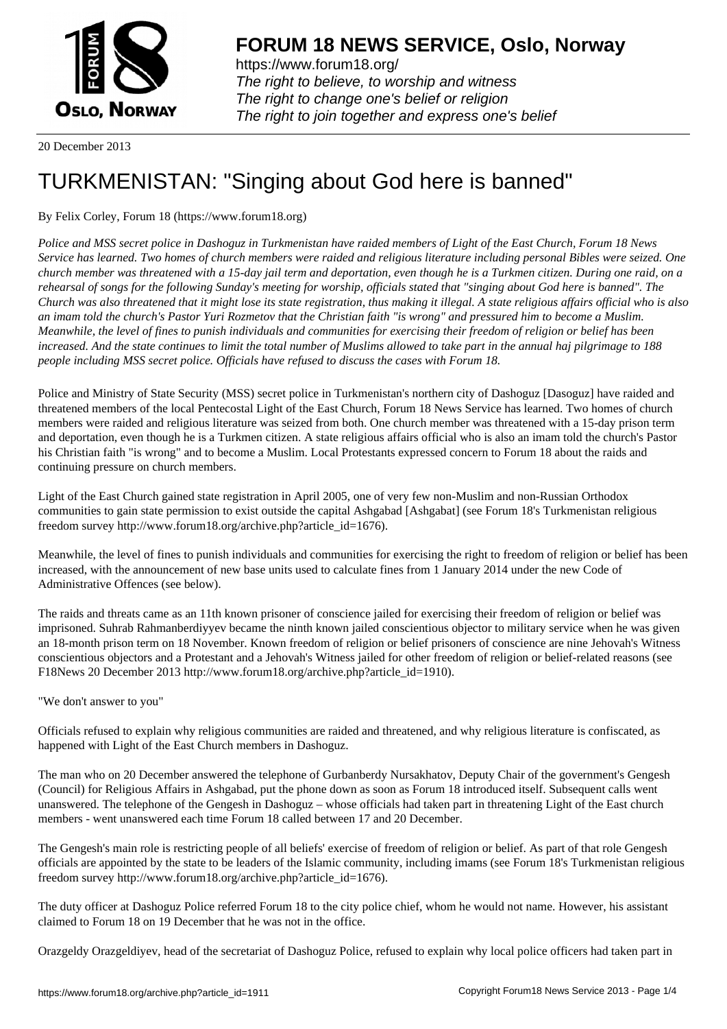20 December 2013

# TURKMENISTAN: "Singing about God here is banned"

By Felix Corley, Forum 18 (https://www.forum18.org)

*Police and MSS secret police in Dashoguz in Turkmenistan have raided members of Light of the East Church, Forum 18 News Service has learned. Two homes of church members were raided and religious literature including personal Bibles were seized. One church member was threatened with a 15-day jail term and deportation, even though he is a Turkmen citizen. During one raid, on a rehearsal of songs for the following Sunday's meeting for worship, officials stated that "singing about God here is banned". The Church was also threatened that it might lose its state registration, thus making it illegal. A state religious affairs official who is also an imam told the church's Pastor Yuri Rozmetov that the Christian faith "is wrong" and pressured him to become a Muslim. Meanwhile, the level of fines to punish individuals and communities for exercising their freedom of religion or belief has been increased. And the state continues to limit the total number of Muslims allowed to take part in the annual haj pilgrimage to 188 people including MSS secret police. Officials have refused to discuss the cases with Forum 18.*

Police and Ministry of State Security (MSS) secret police in Turkmenistan's northern city of Dashoguz [Dasoguz] have raided and threatened members of the local Pentecostal Light of the East Church, Forum 18 News Service has learned. Two homes of church members were raided and religious literature was seized from both. One church member was threatened with a 15-day prison term and deportation, even though he is a Turkmen citizen. A state religious affairs official who is also an imam told the church's Pastor his Christian faith "is wrong" and to become a Muslim. Local Protestants expressed concern to Forum 18 about the raids and continuing pressure on church members.

Light of the East Church gained state registration in April 2005, one of very few non-Muslim and non-Russian Orthodox communities to gain state permission to exist outside the capital Ashgabad [Ashgabat] (see Forum 18's Turkmenistan religious freedom survey http://www.forum18.org/archive.php?article_id=1676).

Meanwhile, the level of fines to punish individuals and communities for exercising the right to freedom of religion or belief has been increased, with the announcement of new base units used to calculate fines from 1 January 2014 under the new Code of Administrative Offences (see below).

The raids and threats came as an 11th known prisoner of conscience jailed for exercising their freedom of religion or belief was imprisoned. Suhrab Rahmanberdiyyev became the ninth known jailed conscientious objector to military service when he was given an 18-month prison term on 18 November. Known freedom of religion or belief prisoners of conscience are nine Jehovah's Witness conscientious objectors and a Protestant and a Jehovah's Witness jailed for other freedom of religion or belief-related reasons (see F18News 20 December 2013 http://www.forum18.org/archive.php?article_id=1910).

"We don't answer to you"

Officials refused to explain why religious communities are raided and threatened, and why religious literature is confiscated, as happened with Light of the East Church members in Dashoguz.

The man who on 20 December answered the telephone of Gurbanberdy Nursakhatov, Deputy Chair of the government's Gengesh (Council) for Religious Affairs in Ashgabad, put the phone down as soon as Forum 18 introduced itself. Subsequent calls went unanswered. The telephone of the Gengesh in Dashoguz – whose officials had taken part in threatening Light of the East church members - went unanswered each time Forum 18 called between 17 and 20 December.

The Gengesh's main role is restricting people of all beliefs' exercise of freedom of religion or belief. As part of that role Gengesh officials are appointed by the state to be leaders of the Islamic community, including imams (see Forum 18's Turkmenistan religious freedom survey http://www.forum18.org/archive.php?article_id=1676).

The duty officer at Dashoguz Police referred Forum 18 to the city police chief, whom he would not name. However, his assistant claimed to Forum 18 on 19 December that he was not in the office.

Orazgeldy Orazgeldiyev, head of the secretariat of Dashoguz Police, refused to explain why local police officers had taken part in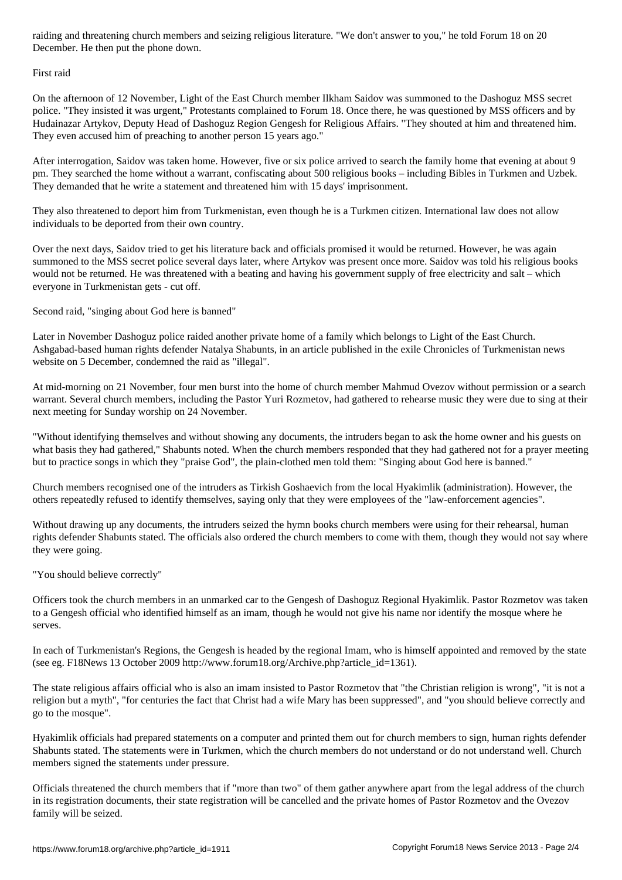raiding and threatening church members and seizing religious literature. "We don't answer to you," he told Forum 18 on 20 December. He then put the phone down.

## First raid

On the afternoon of 12 November, Light of the East Church member Ilkham Saidov was summoned to the Dashoguz MSS secret police. "They insisted it was urgent," Protestants complained to Forum 18. Once there, he was questioned by MSS officers and by Hudainazar Artykov, Deputy Head of Dashoguz Region Gengesh for Religious Affairs. "They shouted at him and threatened him. They even accused him of preaching to another person 15 years ago."

After interrogation, Saidov was taken home. However, five or six police arrived to search the family home that evening at about 9 pm. They searched the home without a warrant, confiscating about 500 religious books – including Bibles in Turkmen and Uzbek. They demanded that he write a statement and threatened him with 15 days' imprisonment.

They also threatened to deport him from Turkmenistan, even though he is a Turkmen citizen. International law does not allow individuals to be deported from their own country.

Over the next days, Saidov tried to get his literature back and officials promised it would be returned. However, he was again summoned to the MSS secret police several days later, where Artykov was present once more. Saidov was told his religious books would not be returned. He was threatened with a beating and having his government supply of free electricity and salt – which everyone in Turkmenistan gets - cut off.

## Second raid, "singing about God here is banned"

Later in November Dashoguz police raided another private home of a family which belongs to Light of the East Church. Ashgabad-based human rights defender Natalya Shabunts, in an article published in the exile Chronicles of Turkmenistan news website on 5 December, condemned the raid as "illegal".

At mid-morning on 21 November, four men burst into the home of church member Mahmud Ovezov without permission or a search warrant. Several church members, including the Pastor Yuri Rozmetov, had gathered to rehearse music they were due to sing at their next meeting for Sunday worship on 24 November.

"Without identifying themselves and without showing any documents, the intruders began to ask the home owner and his guests on what basis they had gathered," Shabunts noted. When the church members responded that they had gathered not for a prayer meeting but to practice songs in which they "praise God", the plain-clothed men told them: "Singing about God here is banned."

Church members recognised one of the intruders as Tirkish Goshaevich from the local Hyakimlik (administration). However, the others repeatedly refused to identify themselves, saying only that they were employees of the "law-enforcement agencies".

Without drawing up any documents, the intruders seized the hymn books church members were using for their rehearsal, human rights defender Shabunts stated. The officials also ordered the church members to come with them, though they would not say where they were going.

## "You should believe correctly"

Officers took the church members in an unmarked car to the Gengesh of Dashoguz Regional Hyakimlik. Pastor Rozmetov was taken to a Gengesh official who identified himself as an imam, though he would not give his name nor identify the mosque where he serves.

In each of Turkmenistan's Regions, the Gengesh is headed by the regional Imam, who is himself appointed and removed by the state (see eg. F18News 13 October 2009 http://www.forum18.org/Archive.php?article_id=1361).

The state religious affairs official who is also an imam insisted to Pastor Rozmetov that "the Christian religion is wrong", "it is not a religion but a myth", "for centuries the fact that Christ had a wife Mary has been suppressed", and "you should believe correctly and go to the mosque".

Hyakimlik officials had prepared statements on a computer and printed them out for church members to sign, human rights defender Shabunts stated. The statements were in Turkmen, which the church members do not understand or do not understand well. Church members signed the statements under pressure.

Officials threatened the church members that if "more than two" of them gather anywhere apart from the legal address of the church in its registration documents, their state registration will be cancelled and the private homes of Pastor Rozmetov and the Ovezov family will be seized.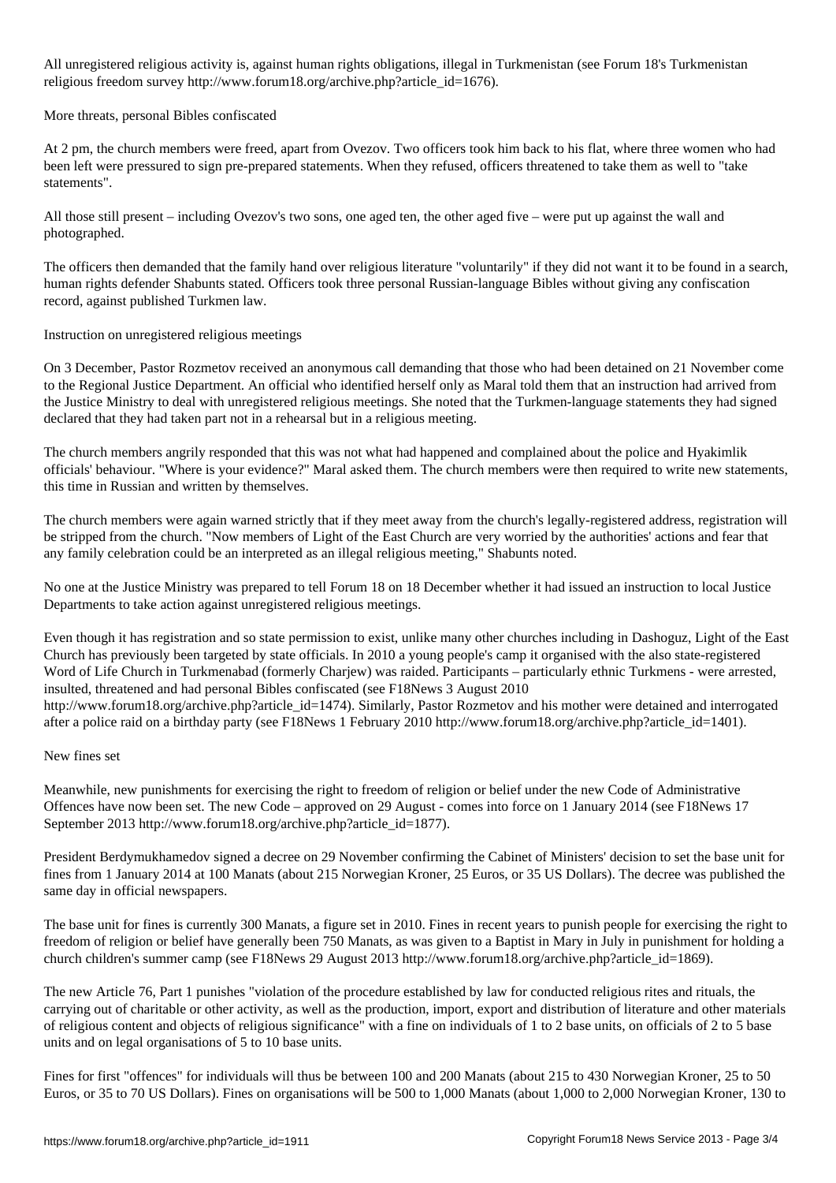All unregistered religious activity is, against human rights obligations, illegal in Turkmenistan (see Forum 18's Turkmenistan religious freedom survey http://www.forum18.org/archive.php?article_id=1676).

## More threats, personal Bibles confiscated

At 2 pm, the church members were freed, apart from Ovezov. Two officers took him back to his flat, where three women who had been left were pressured to sign pre-prepared statements. When they refused, officers threatened to take them as well to "take statements".

All those still present – including Ovezov's two sons, one aged ten, the other aged five – were put up against the wall and photographed.

The officers then demanded that the family hand over religious literature "voluntarily" if they did not want it to be found in a search, human rights defender Shabunts stated. Officers took three personal Russian-language Bibles without giving any confiscation record, against published Turkmen law.

## Instruction on unregistered religious meetings

On 3 December, Pastor Rozmetov received an anonymous call demanding that those who had been detained on 21 November come to the Regional Justice Department. An official who identified herself only as Maral told them that an instruction had arrived from the Justice Ministry to deal with unregistered religious meetings. She noted that the Turkmen-language statements they had signed declared that they had taken part not in a rehearsal but in a religious meeting.

The church members angrily responded that this was not what had happened and complained about the police and Hyakimlik officials' behaviour. "Where is your evidence?" Maral asked them. The church members were then required to write new statements, this time in Russian and written by themselves.

The church members were again warned strictly that if they meet away from the church's legally-registered address, registration will be stripped from the church. "Now members of Light of the East Church are very worried by the authorities' actions and fear that any family celebration could be an interpreted as an illegal religious meeting," Shabunts noted.

No one at the Justice Ministry was prepared to tell Forum 18 on 18 December whether it had issued an instruction to local Justice Departments to take action against unregistered religious meetings.

Even though it has registration and so state permission to exist, unlike many other churches including in Dashoguz, Light of the East Church has previously been targeted by state officials. In 2010 a young people's camp it organised with the also state-registered Word of Life Church in Turkmenabad (formerly Charjew) was raided. Participants – particularly ethnic Turkmens - were arrested, insulted, threatened and had personal Bibles confiscated (see F18News 3 August 2010 http://www.forum18.org/archive.php?article_id=1474). Similarly, Pastor Rozmetov and his mother were detained and interrogated after a police raid on a birthday party (see F18News 1 February 2010 http://www.forum18.org/archive.php?article_id=1401).

## New fines set

Meanwhile, new punishments for exercising the right to freedom of religion or belief under the new Code of Administrative Offences have now been set. The new Code – approved on 29 August - comes into force on 1 January 2014 (see F18News 17 September 2013 http://www.forum18.org/archive.php?article_id=1877).

President Berdymukhamedov signed a decree on 29 November confirming the Cabinet of Ministers' decision to set the base unit for fines from 1 January 2014 at 100 Manats (about 215 Norwegian Kroner, 25 Euros, or 35 US Dollars). The decree was published the same day in official newspapers.

The base unit for fines is currently 300 Manats, a figure set in 2010. Fines in recent years to punish people for exercising the right to freedom of religion or belief have generally been 750 Manats, as was given to a Baptist in Mary in July in punishment for holding a church children's summer camp (see F18News 29 August 2013 http://www.forum18.org/archive.php?article_id=1869).

The new Article 76, Part 1 punishes "violation of the procedure established by law for conducted religious rites and rituals, the carrying out of charitable or other activity, as well as the production, import, export and distribution of literature and other materials of religious content and objects of religious significance" with a fine on individuals of 1 to 2 base units, on officials of 2 to 5 base units and on legal organisations of 5 to 10 base units.

Fines for first "offences" for individuals will thus be between 100 and 200 Manats (about 215 to 430 Norwegian Kroner, 25 to 50 Euros, or 35 to 70 US Dollars). Fines on organisations will be 500 to 1,000 Manats (about 1,000 to 2,000 Norwegian Kroner, 130 to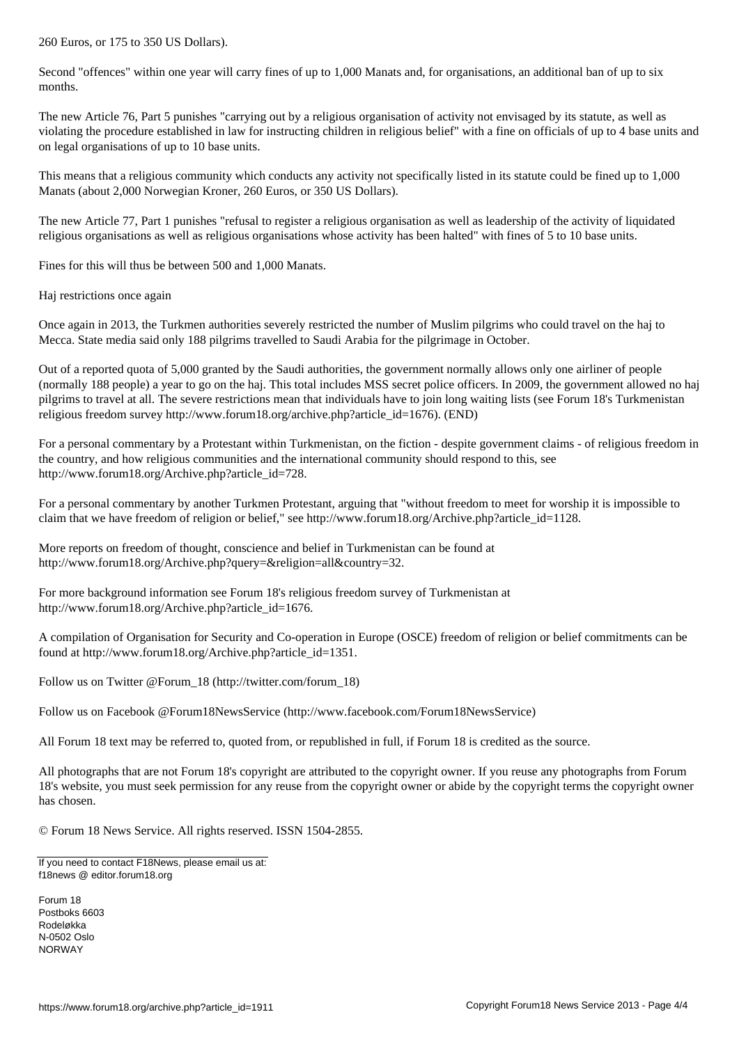260 Euros, or 175 to 350 US Dollars).

Second "offences" within one year will carry fines of up to 1,000 Manats and, for organisations, an additional ban of up to six months.

The new Article 76, Part 5 punishes "carrying out by a religious organisation of activity not envisaged by its statute, as well as violating the procedure established in law for instructing children in religious belief" with a fine on officials of up to 4 base units and on legal organisations of up to 10 base units.

This means that a religious community which conducts any activity not specifically listed in its statute could be fined up to 1,000 Manats (about 2,000 Norwegian Kroner, 260 Euros, or 350 US Dollars).

The new Article 77, Part 1 punishes "refusal to register a religious organisation as well as leadership of the activity of liquidated religious organisations as well as religious organisations whose activity has been halted" with fines of 5 to 10 base units.

Fines for this will thus be between 500 and 1,000 Manats.

Haj restrictions once again

Once again in 2013, the Turkmen authorities severely restricted the number of Muslim pilgrims who could travel on the haj to Mecca. State media said only 188 pilgrims travelled to Saudi Arabia for the pilgrimage in October.

Out of a reported quota of 5,000 granted by the Saudi authorities, the government normally allows only one airliner of people (normally 188 people) a year to go on the haj. This total includes MSS secret police officers. In 2009, the government allowed no haj pilgrims to travel at all. The severe restrictions mean that individuals have to join long waiting lists (see Forum 18's Turkmenistan religious freedom survey http://www.forum18.org/archive.php?article_id=1676). (END)

For a personal commentary by a Protestant within Turkmenistan, on the fiction - despite government claims - of religious freedom in the country, and how religious communities and the international community should respond to this, see http://www.forum18.org/Archive.php?article_id=728.

For a personal commentary by another Turkmen Protestant, arguing that "without freedom to meet for worship it is impossible to claim that we have freedom of religion or belief," see http://www.forum18.org/Archive.php?article_id=1128.

More reports on freedom of thought, conscience and belief in Turkmenistan can be found at http://www.forum18.org/Archive.php?query=&religion=all&country=32.

For more background information see Forum 18's religious freedom survey of Turkmenistan at http://www.forum18.org/Archive.php?article_id=1676.

A compilation of Organisation for Security and Co-operation in Europe (OSCE) freedom of religion or belief commitments can be found at http://www.forum18.org/Archive.php?article_id=1351.

Follow us on Twitter @Forum_18 (http://twitter.com/forum_18)

Follow us on Facebook @Forum18NewsService (http://www.facebook.com/Forum18NewsService)

All Forum 18 text may be referred to, quoted from, or republished in full, if Forum 18 is credited as the source.

All photographs that are not Forum 18's copyright are attributed to the copyright owner. If you reuse any photographs from Forum 18's website, you must seek permission for any reuse from the copyright owner or abide by the copyright terms the copyright owner has chosen.

© Forum 18 News Service. All rights reserved. ISSN 1504-2855.

If you need to contact F18News, please email us at:
f18news @ editor.forum18.org

Forum 18
Postboks 6603
Rodeløkka
N-0502 Oslo
NORWAY